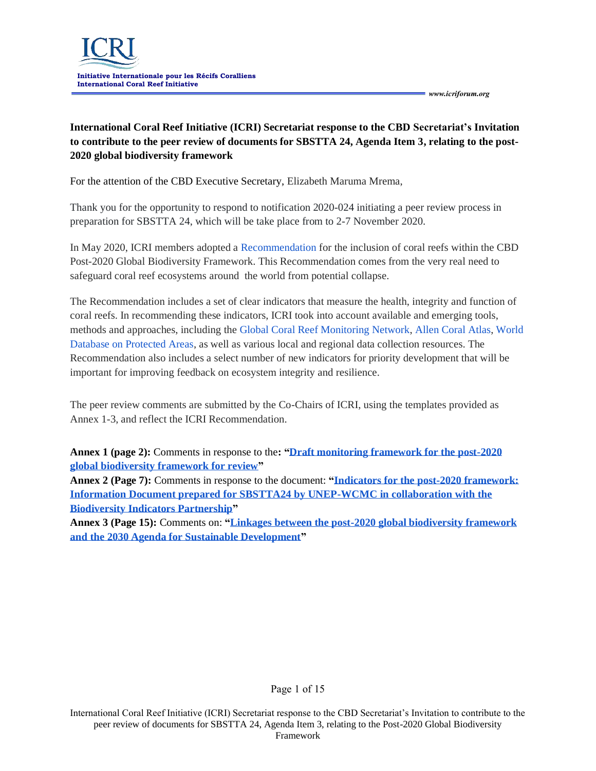ICRI

Initiative Internationale pour les Récifs Coralliens
International Coral Reef Initiative

*www.icriforum.org*

**International Coral Reef Initiative (ICRI) Secretariat response to the CBD Secretariat's Invitation to contribute to the peer review of documents for SBSTTA 24, Agenda Item 3, relating to the post-2020 global biodiversity framework**

For the attention of the CBD Executive Secretary, Elizabeth Maruma Mrema,

Thank you for the opportunity to respond to notification 2020-024 initiating a peer review process in preparation for SBSTTA 24, which will be take place from to 2-7 November 2020.

In May 2020, ICRI members adopted a Recommendation for the inclusion of coral reefs within the CBD Post-2020 Global Biodiversity Framework. This Recommendation comes from the very real need to safeguard coral reef ecosystems around the world from potential collapse.

The Recommendation includes a set of clear indicators that measure the health, integrity and function of coral reefs. In recommending these indicators, ICRI took into account available and emerging tools, methods and approaches, including the Global Coral Reef Monitoring Network, Allen Coral Atlas, World Database on Protected Areas, as well as various local and regional data collection resources. The Recommendation also includes a select number of new indicators for priority development that will be important for improving feedback on ecosystem integrity and resilience.

The peer review comments are submitted by the Co-Chairs of ICRI, using the templates provided as Annex 1-3, and reflect the ICRI Recommendation.

**Annex 1 (page 2):** Comments in response to the**: "Draft monitoring framework for the post-2020 global biodiversity framework for review"**

**Annex 2 (Page 7):** Comments in response to the document: **"Indicators for the post-2020 framework: Information Document prepared for SBSTTA24 by UNEP-WCMC in collaboration with the Biodiversity Indicators Partnership"**

**Annex 3 (Page 15):** Comments on: **"Linkages between the post-2020 global biodiversity framework and the 2030 Agenda for Sustainable Development"**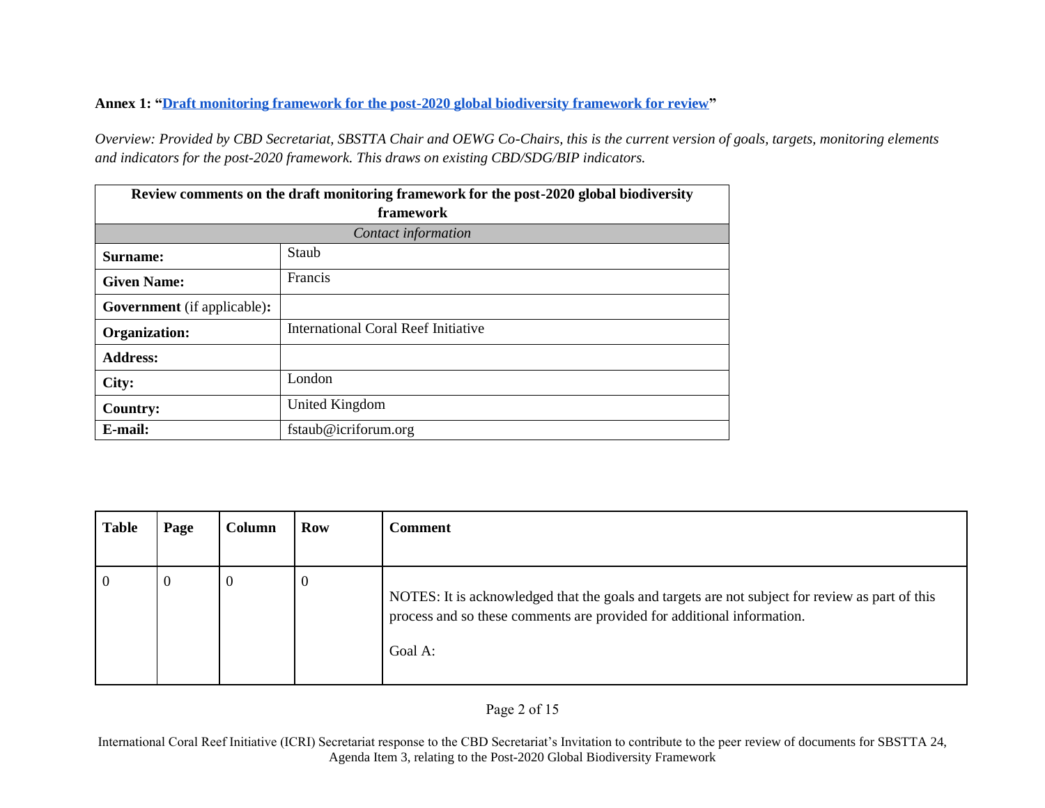**Annex 1: "Draft monitoring framework for the post-2020 global biodiversity framework for review"**

*Overview: Provided by CBD Secretariat, SBSTTA Chair and OEWG Co-Chairs, this is the current version of goals, targets, monitoring elements and indicators for the post-2020 framework. This draws on existing CBD/SDG/BIP indicators.*

| **Review comments on the draft monitoring framework for the post-2020 global biodiversity framework** | |
|---|---|
| *Contact information* | |
| **Surname:** | Staub |
| **Given Name:** | Francis |
| **Government** (if applicable)**:** | |
| **Organization:** | International Coral Reef Initiative |
| **Address:** | |
| **City:** | London |
| **Country:** | United Kingdom |
| **E-mail:** | fstaub@icriforum.org |

| **Table** | **Page** | **Column** | **Row** | **Comment** |
|---|---|---|---|---|
| 0 | 0 | 0 | 0 | NOTES: It is acknowledged that the goals and targets are not subject for review as part of this process and so these comments are provided for additional information.<br><br>Goal A: |

International Coral Reef Initiative (ICRI) Secretariat response to the CBD Secretariat's Invitation to contribute to the peer review of documents for SBSTTA 24, Agenda Item 3, relating to the Post-2020 Global Biodiversity Framework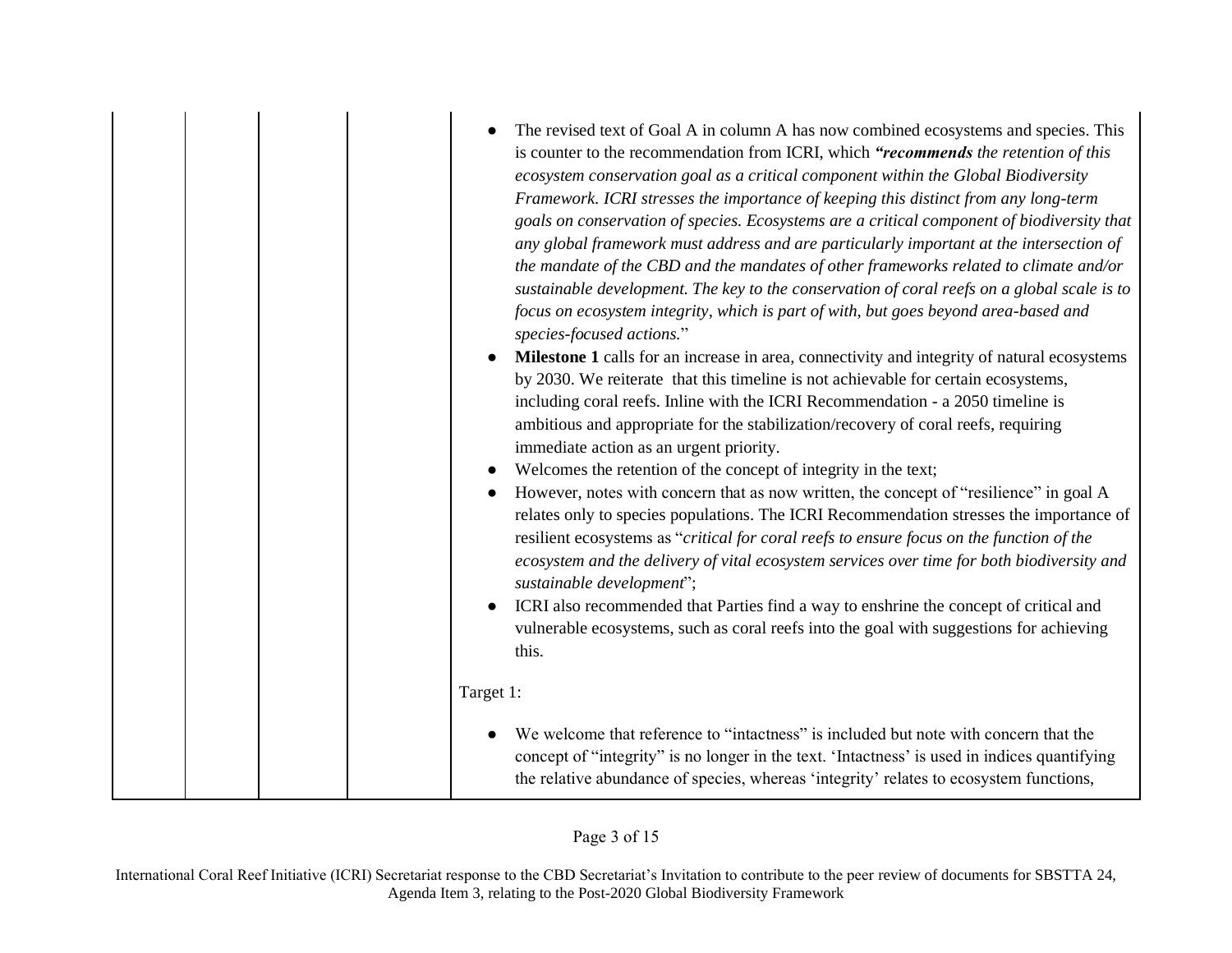| | | | | |
|---|---|---|---|---|
| | | | | • The revised text of Goal A in column A has now combined ecosystems and species. This is counter to the recommendation from ICRI, which ***"recommends*** *the retention of this ecosystem conservation goal as a critical component within the Global Biodiversity Framework. ICRI stresses the importance of keeping this distinct from any long-term goals on conservation of species. Ecosystems are a critical component of biodiversity that any global framework must address and are particularly important at the intersection of the mandate of the CBD and the mandates of other frameworks related to climate and/or sustainable development. The key to the conservation of coral reefs on a global scale is to focus on ecosystem integrity, which is part of with, but goes beyond area-based and species-focused actions.*"<br>• **Milestone 1** calls for an increase in area, connectivity and integrity of natural ecosystems by 2030. We reiterate that this timeline is not achievable for certain ecosystems, including coral reefs. Inline with the ICRI Recommendation - a 2050 timeline is ambitious and appropriate for the stabilization/recovery of coral reefs, requiring immediate action as an urgent priority.<br>• Welcomes the retention of the concept of integrity in the text;<br>• However, notes with concern that as now written, the concept of "resilience" in goal A relates only to species populations. The ICRI Recommendation stresses the importance of resilient ecosystems as "*critical for coral reefs to ensure focus on the function of the ecosystem and the delivery of vital ecosystem services over time for both biodiversity and sustainable development*";<br>• ICRI also recommended that Parties find a way to enshrine the concept of critical and vulnerable ecosystems, such as coral reefs into the goal with suggestions for achieving this.<br><br>Target 1:<br><br>• We welcome that reference to "intactness" is included but note with concern that the concept of "integrity" is no longer in the text. 'Intactness' is used in indices quantifying the relative abundance of species, whereas 'integrity' relates to ecosystem functions, |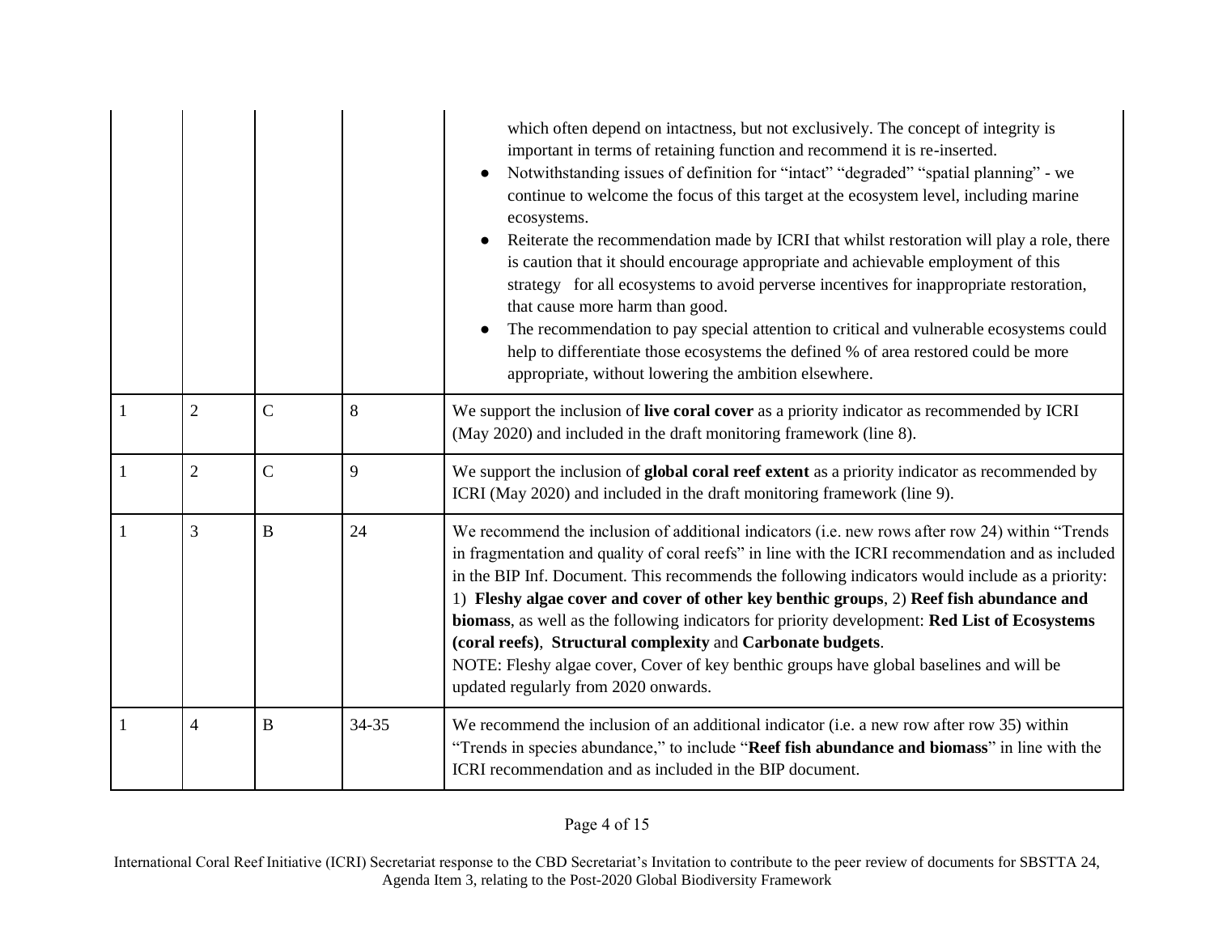| | | | | |
|---|---|---|---|---|
| | | | | which often depend on intactness, but not exclusively. The concept of integrity is important in terms of retaining function and recommend it is re-inserted.<br>● Notwithstanding issues of definition for "intact" "degraded" "spatial planning" - we continue to welcome the focus of this target at the ecosystem level, including marine ecosystems.<br>● Reiterate the recommendation made by ICRI that whilst restoration will play a role, there is caution that it should encourage appropriate and achievable employment of this strategy for all ecosystems to avoid perverse incentives for inappropriate restoration, that cause more harm than good.<br>● The recommendation to pay special attention to critical and vulnerable ecosystems could help to differentiate those ecosystems the defined % of area restored could be more appropriate, without lowering the ambition elsewhere. |
| 1 | 2 | C | 8 | We support the inclusion of **live coral cover** as a priority indicator as recommended by ICRI (May 2020) and included in the draft monitoring framework (line 8). |
| 1 | 2 | C | 9 | We support the inclusion of **global coral reef extent** as a priority indicator as recommended by ICRI (May 2020) and included in the draft monitoring framework (line 9). |
| 1 | 3 | B | 24 | We recommend the inclusion of additional indicators (i.e. new rows after row 24) within "Trends in fragmentation and quality of coral reefs" in line with the ICRI recommendation and as included in the BIP Inf. Document. This recommends the following indicators would include as a priority: 1) **Fleshy algae cover and cover of other key benthic groups**, 2) **Reef fish abundance and biomass**, as well as the following indicators for priority development: **Red List of Ecosystems (coral reefs)**, **Structural complexity** and **Carbonate budgets**.<br>NOTE: Fleshy algae cover, Cover of key benthic groups have global baselines and will be updated regularly from 2020 onwards. |
| 1 | 4 | B | 34-35 | We recommend the inclusion of an additional indicator (i.e. a new row after row 35) within "Trends in species abundance," to include "**Reef fish abundance and biomass**" in line with the ICRI recommendation and as included in the BIP document. |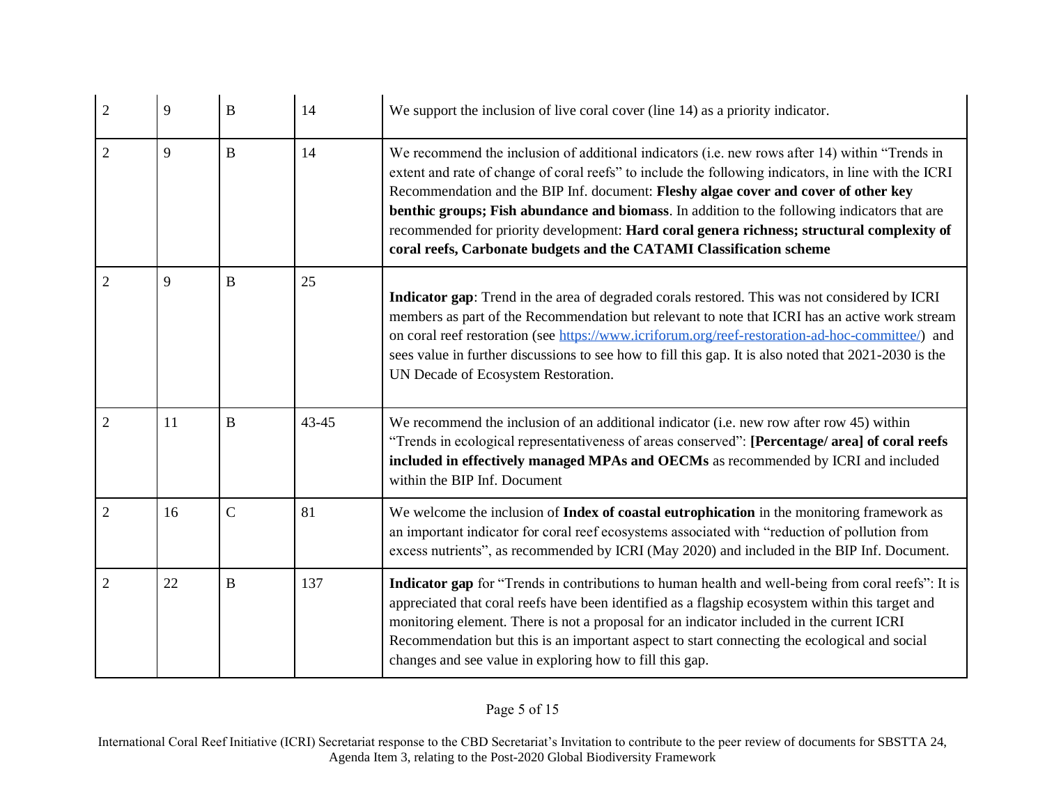| | | | | |
|---|---|---|---|---|
| 2 | 9 | B | 14 | We support the inclusion of live coral cover (line 14) as a priority indicator. |
| 2 | 9 | B | 14 | We recommend the inclusion of additional indicators (i.e. new rows after 14) within "Trends in extent and rate of change of coral reefs" to include the following indicators, in line with the ICRI Recommendation and the BIP Inf. document: **Fleshy algae cover and cover of other key benthic groups; Fish abundance and biomass**. In addition to the following indicators that are recommended for priority development: **Hard coral genera richness; structural complexity of coral reefs, Carbonate budgets and the CATAMI Classification scheme** |
| 2 | 9 | B | 25 | **Indicator gap**: Trend in the area of degraded corals restored. This was not considered by ICRI members as part of the Recommendation but relevant to note that ICRI has an active work stream on coral reef restoration (see [https://www.icriforum.org/reef-restoration-ad-hoc-committee/](https://www.icriforum.org/reef-restoration-ad-hoc-committee/)) and sees value in further discussions to see how to fill this gap. It is also noted that 2021-2030 is the UN Decade of Ecosystem Restoration. |
| 2 | 11 | B | 43-45 | We recommend the inclusion of an additional indicator (i.e. new row after row 45) within "Trends in ecological representativeness of areas conserved": **[Percentage/ area] of coral reefs included in effectively managed MPAs and OECMs** as recommended by ICRI and included within the BIP Inf. Document |
| 2 | 16 | C | 81 | We welcome the inclusion of **Index of coastal eutrophication** in the monitoring framework as an important indicator for coral reef ecosystems associated with "reduction of pollution from excess nutrients", as recommended by ICRI (May 2020) and included in the BIP Inf. Document. |
| 2 | 22 | B | 137 | **Indicator gap** for "Trends in contributions to human health and well-being from coral reefs": It is appreciated that coral reefs have been identified as a flagship ecosystem within this target and monitoring element. There is not a proposal for an indicator included in the current ICRI Recommendation but this is an important aspect to start connecting the ecological and social changes and see value in exploring how to fill this gap. |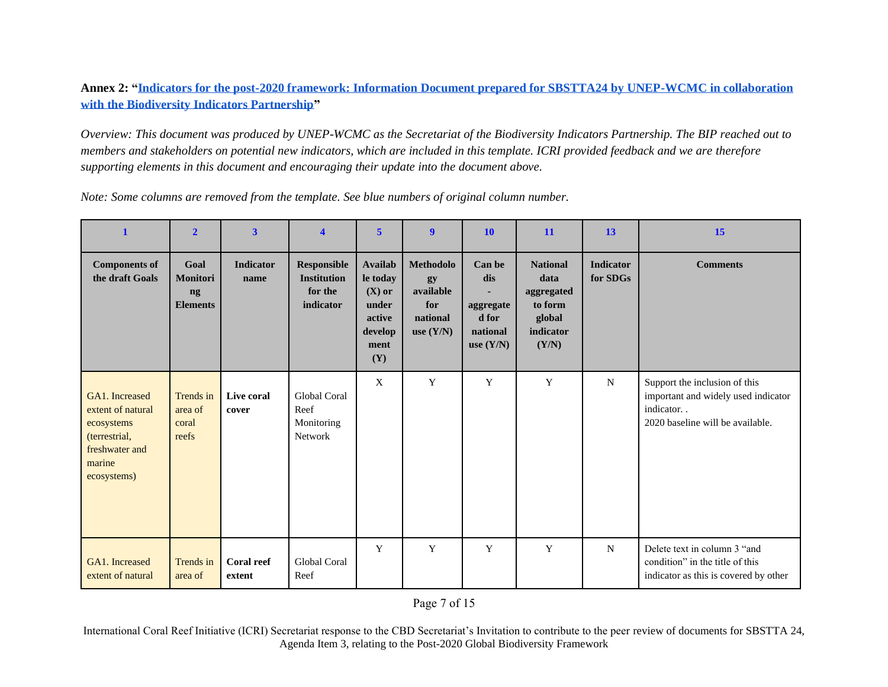**Annex 2: "[Indicators for the post-2020 framework: Information Document prepared for SBSTTA24 by UNEP-WCMC in collaboration with the Biodiversity Indicators Partnership](#)"**

*Overview: This document was produced by UNEP-WCMC as the Secretariat of the Biodiversity Indicators Partnership. The BIP reached out to members and stakeholders on potential new indicators, which are included in this template. ICRI provided feedback and we are therefore supporting elements in this document and encouraging their update into the document above.*

*Note: Some columns are removed from the template. See blue numbers of original column number.*

| 1 | 2 | 3 | 4 | 5 | 9 | 10 | 11 | 13 | 15 |
|---|---|---|---|---|---|---|---|---|---|
| **Components of the draft Goals** | **Goal Monitoring Elements** | **Indicator name** | **Responsible Institution for the indicator** | **Available today (X) or under active development (Y)** | **Methodology available for national use (Y/N)** | **Can be dis-aggregated for national use (Y/N)** | **National data aggregated to form global indicator (Y/N)** | **Indicator for SDGs** | **Comments** |
| GA1. Increased extent of natural ecosystems (terrestrial, freshwater and marine ecosystems) | Trends in area of coral reefs | **Live coral cover** | Global Coral Reef Monitoring Network | X | Y | Y | Y | N | Support the inclusion of this important and widely used indicator. .<br>2020 baseline will be available. |
| GA1. Increased extent of natural | Trends in area of | **Coral reef extent** | Global Coral Reef | Y | Y | Y | Y | N | Delete text in column 3 "and condition" in the title of this indicator as this is covered by other |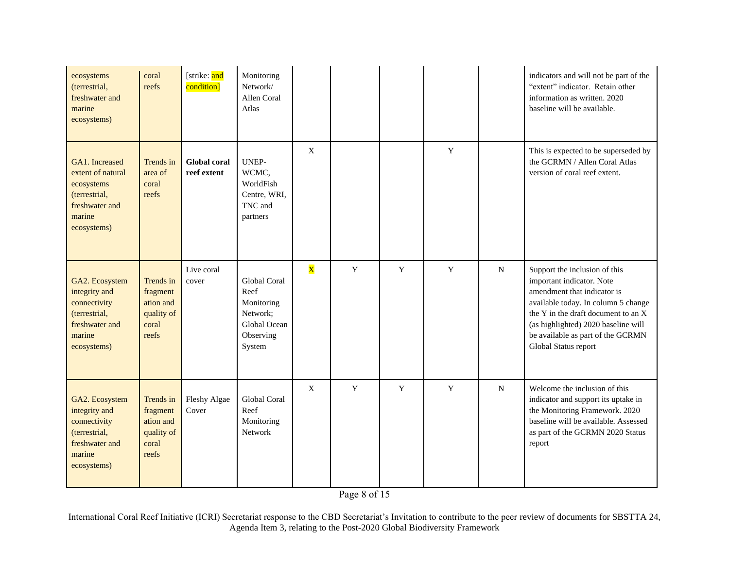| | | | | | | | | | |
|---|---|---|---|---|---|---|---|---|---|
| ecosystems (terrestrial, freshwater and marine ecosystems) | coral reefs | [strike: and condition] | Monitoring Network/ Allen Coral Atlas | | | | | | indicators and will not be part of the "extent" indicator. Retain other information as written. 2020 baseline will be available. |
| GA1. Increased extent of natural ecosystems (terrestrial, freshwater and marine ecosystems) | Trends in area of coral reefs | **Global coral reef extent** | UNEP-WCMC, WorldFish Centre, WRI, TNC and partners | X | | | Y | | This is expected to be superseded by the GCRMN / Allen Coral Atlas version of coral reef extent. |
| GA2. Ecosystem integrity and connectivity (terrestrial, freshwater and marine ecosystems) | Trends in fragmentation and quality of coral reefs | Live coral cover | Global Coral Reef Monitoring Network; Global Ocean Observing System | X | Y | Y | Y | N | Support the inclusion of this important indicator. Note amendment that indicator is available today. In column 5 change the Y in the draft document to an X (as highlighted) 2020 baseline will be available as part of the GCRMN Global Status report |
| GA2. Ecosystem integrity and connectivity (terrestrial, freshwater and marine ecosystems) | Trends in fragmentation and quality of coral reefs | Fleshy Algae Cover | Global Coral Reef Monitoring Network | X | Y | Y | Y | N | Welcome the inclusion of this indicator and support its uptake in the Monitoring Framework. 2020 baseline will be available. Assessed as part of the GCRMN 2020 Status report |

International Coral Reef Initiative (ICRI) Secretariat response to the CBD Secretariat's Invitation to contribute to the peer review of documents for SBSTTA 24, Agenda Item 3, relating to the Post-2020 Global Biodiversity Framework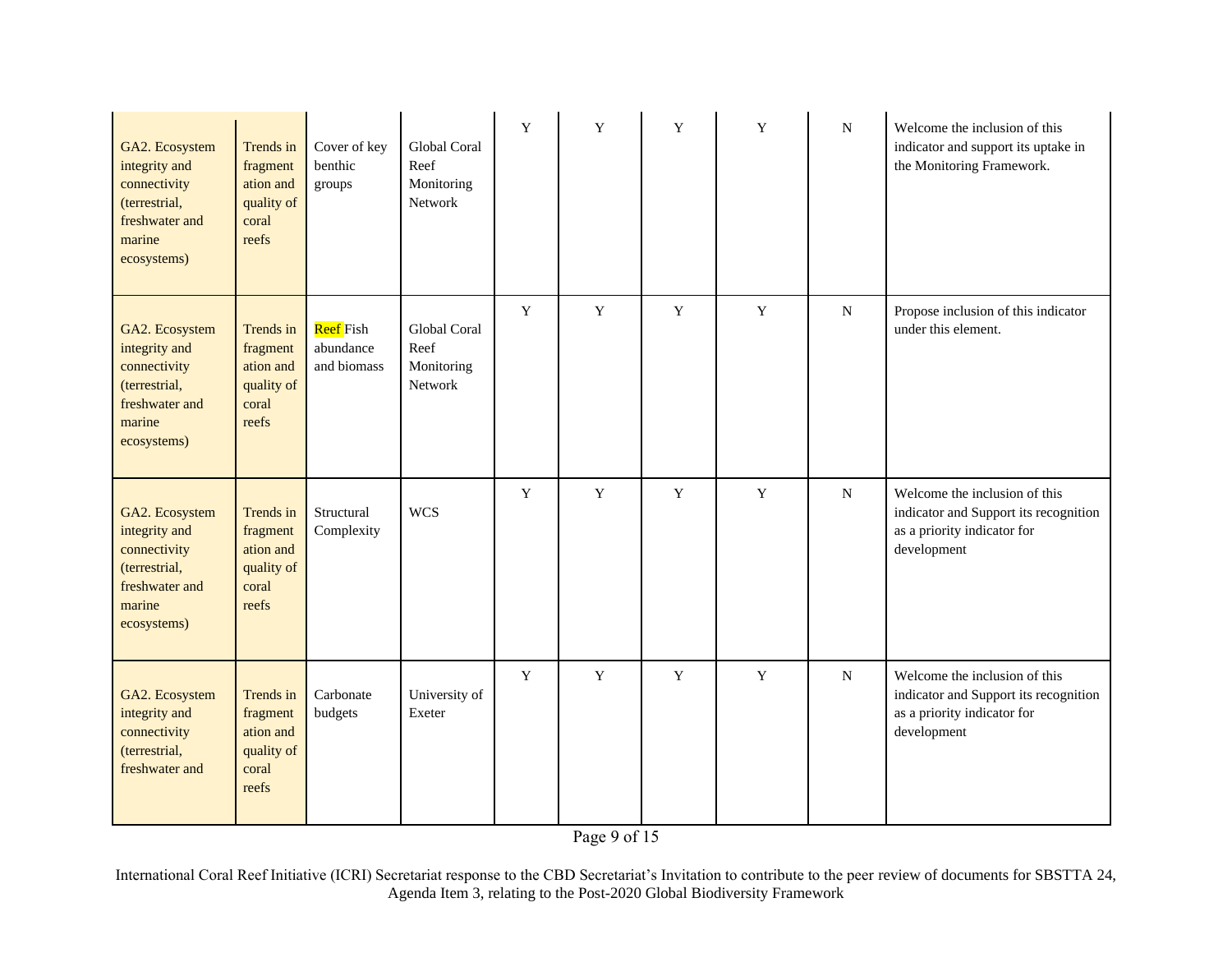| | | | | | | | | | |
|---|---|---|---|---|---|---|---|---|---|
| GA2. Ecosystem integrity and connectivity (terrestrial, freshwater and marine ecosystems) | Trends in fragmentation and quality of coral reefs | Cover of key benthic groups | Global Coral Reef Monitoring Network | Y | Y | Y | Y | N | Welcome the inclusion of this indicator and support its uptake in the Monitoring Framework. |
| GA2. Ecosystem integrity and connectivity (terrestrial, freshwater and marine ecosystems) | Trends in fragmentation and quality of coral reefs | Reef Fish abundance and biomass | Global Coral Reef Monitoring Network | Y | Y | Y | Y | N | Propose inclusion of this indicator under this element. |
| GA2. Ecosystem integrity and connectivity (terrestrial, freshwater and marine ecosystems) | Trends in fragmentation and quality of coral reefs | Structural Complexity | WCS | Y | Y | Y | Y | N | Welcome the inclusion of this indicator and Support its recognition as a priority indicator for development |
| GA2. Ecosystem integrity and connectivity (terrestrial, freshwater and | Trends in fragmentation and quality of coral reefs | Carbonate budgets | University of Exeter | Y | Y | Y | Y | N | Welcome the inclusion of this indicator and Support its recognition as a priority indicator for development |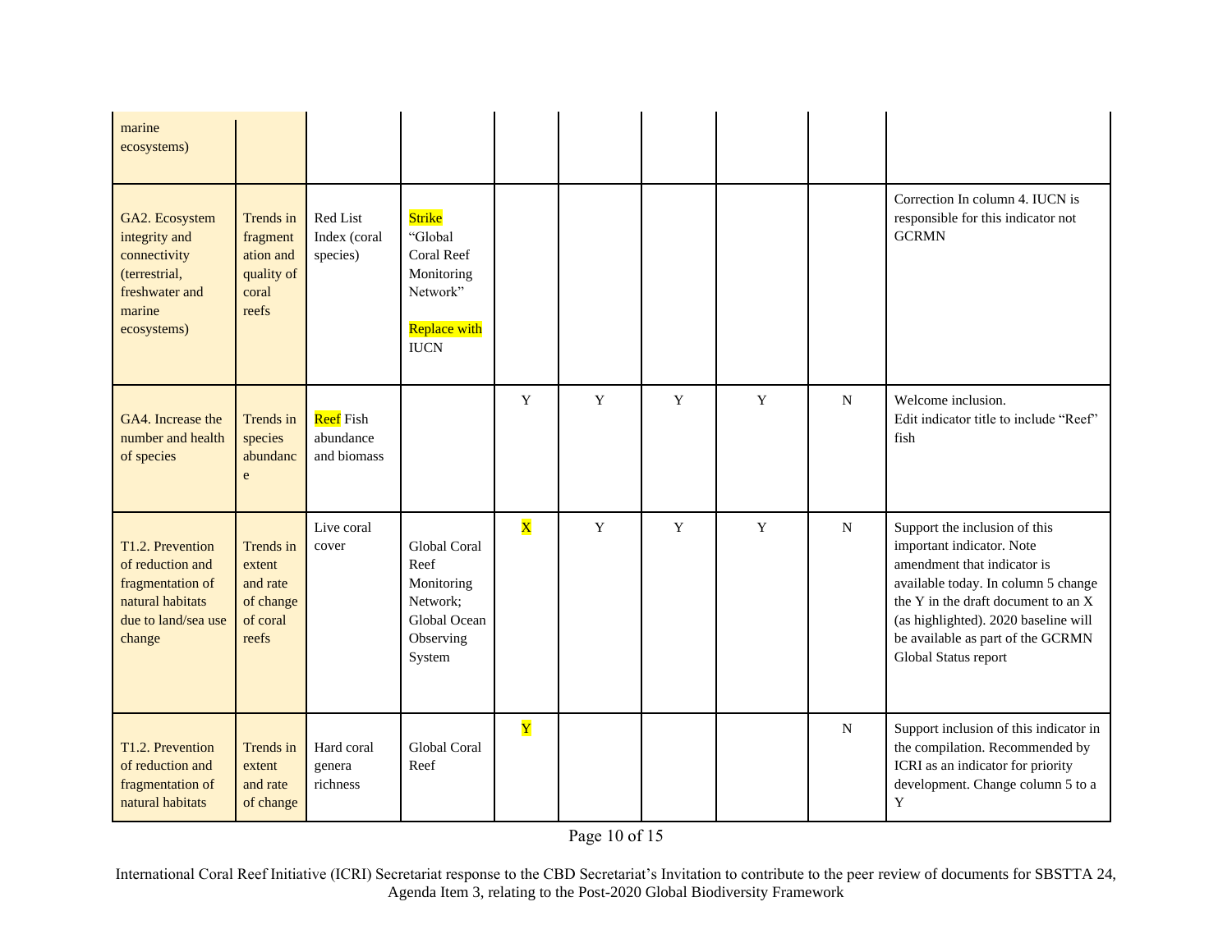| | | | | | | | | | |
|---|---|---|---|---|---|---|---|---|---|
| marine ecosystems) | | | | | | | | | |
| GA2. Ecosystem integrity and connectivity (terrestrial, freshwater and marine ecosystems) | Trends in fragmentation and quality of coral reefs | Red List Index (coral species) | Strike "Global Coral Reef Monitoring Network" Replace with IUCN | | | | | | Correction In column 4. IUCN is responsible for this indicator not GCRMN |
| GA4. Increase the number and health of species | Trends in species abundance | Reef Fish abundance and biomass | | Y | Y | Y | Y | N | Welcome inclusion. Edit indicator title to include "Reef" fish |
| T1.2. Prevention of reduction and fragmentation of natural habitats due to land/sea use change | Trends in extent and rate of change of coral reefs | Live coral cover | Global Coral Reef Monitoring Network; Global Ocean Observing System | X | Y | Y | Y | N | Support the inclusion of this important indicator. Note amendment that indicator is available today. In column 5 change the Y in the draft document to an X (as highlighted). 2020 baseline will be available as part of the GCRMN Global Status report |
| T1.2. Prevention of reduction and fragmentation of natural habitats | Trends in extent and rate of change | Hard coral genera richness | Global Coral Reef | Y | | | | N | Support inclusion of this indicator in the compilation. Recommended by ICRI as an indicator for priority development. Change column 5 to a Y |

International Coral Reef Initiative (ICRI) Secretariat response to the CBD Secretariat's Invitation to contribute to the peer review of documents for SBSTTA 24, Agenda Item 3, relating to the Post-2020 Global Biodiversity Framework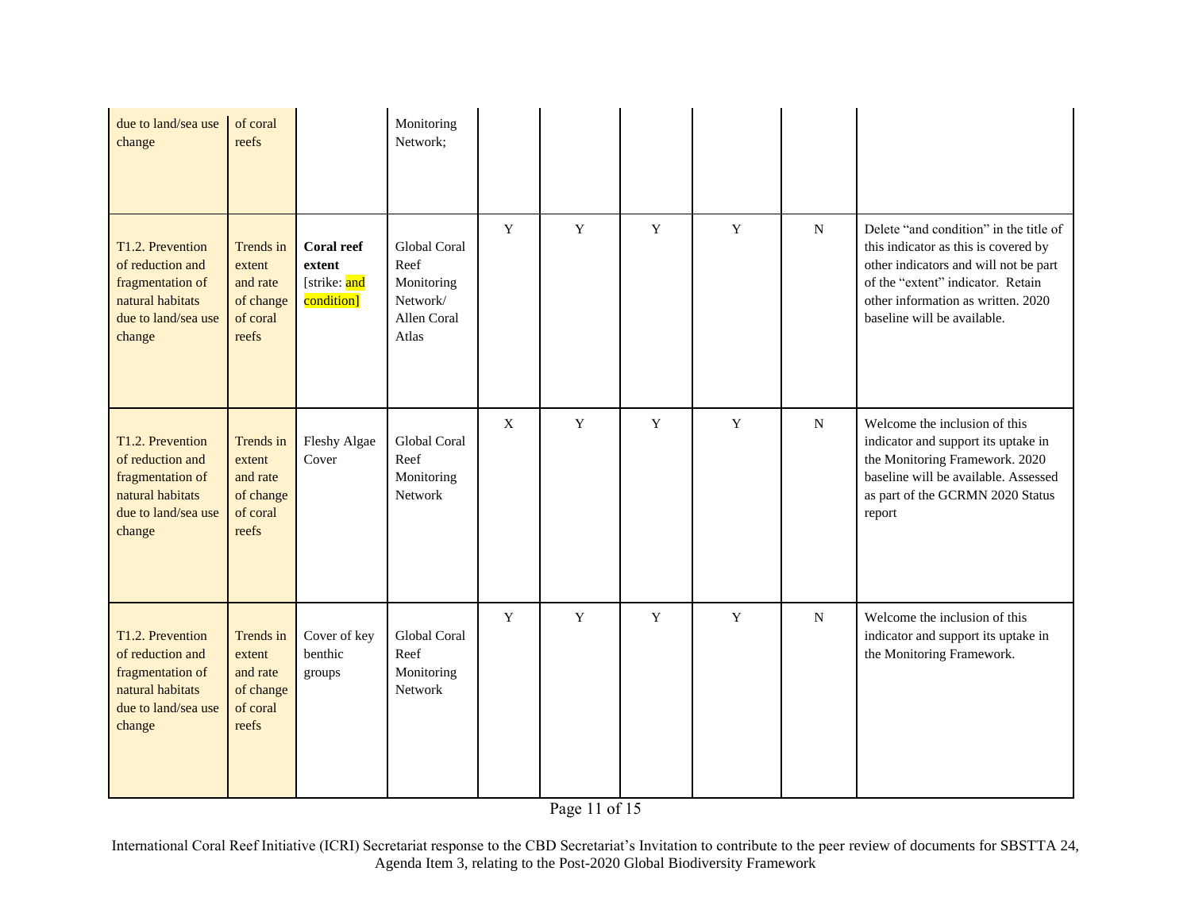| | | | | | | | | | |
|---|---|---|---|---|---|---|---|---|---|
| due to land/sea use change | of coral reefs | | Monitoring Network; | | | | | | |
| T1.2. Prevention of reduction and fragmentation of natural habitats due to land/sea use change | Trends in extent and rate of change of coral reefs | **Coral reef extent** [strike: and condition] | Global Coral Reef Monitoring Network/ Allen Coral Atlas | Y | Y | Y | Y | N | Delete "and condition" in the title of this indicator as this is covered by other indicators and will not be part of the "extent" indicator. Retain other information as written. 2020 baseline will be available. |
| T1.2. Prevention of reduction and fragmentation of natural habitats due to land/sea use change | Trends in extent and rate of change of coral reefs | Fleshy Algae Cover | Global Coral Reef Monitoring Network | X | Y | Y | Y | N | Welcome the inclusion of this indicator and support its uptake in the Monitoring Framework. 2020 baseline will be available. Assessed as part of the GCRMN 2020 Status report |
| T1.2. Prevention of reduction and fragmentation of natural habitats due to land/sea use change | Trends in extent and rate of change of coral reefs | Cover of key benthic groups | Global Coral Reef Monitoring Network | Y | Y | Y | Y | N | Welcome the inclusion of this indicator and support its uptake in the Monitoring Framework. |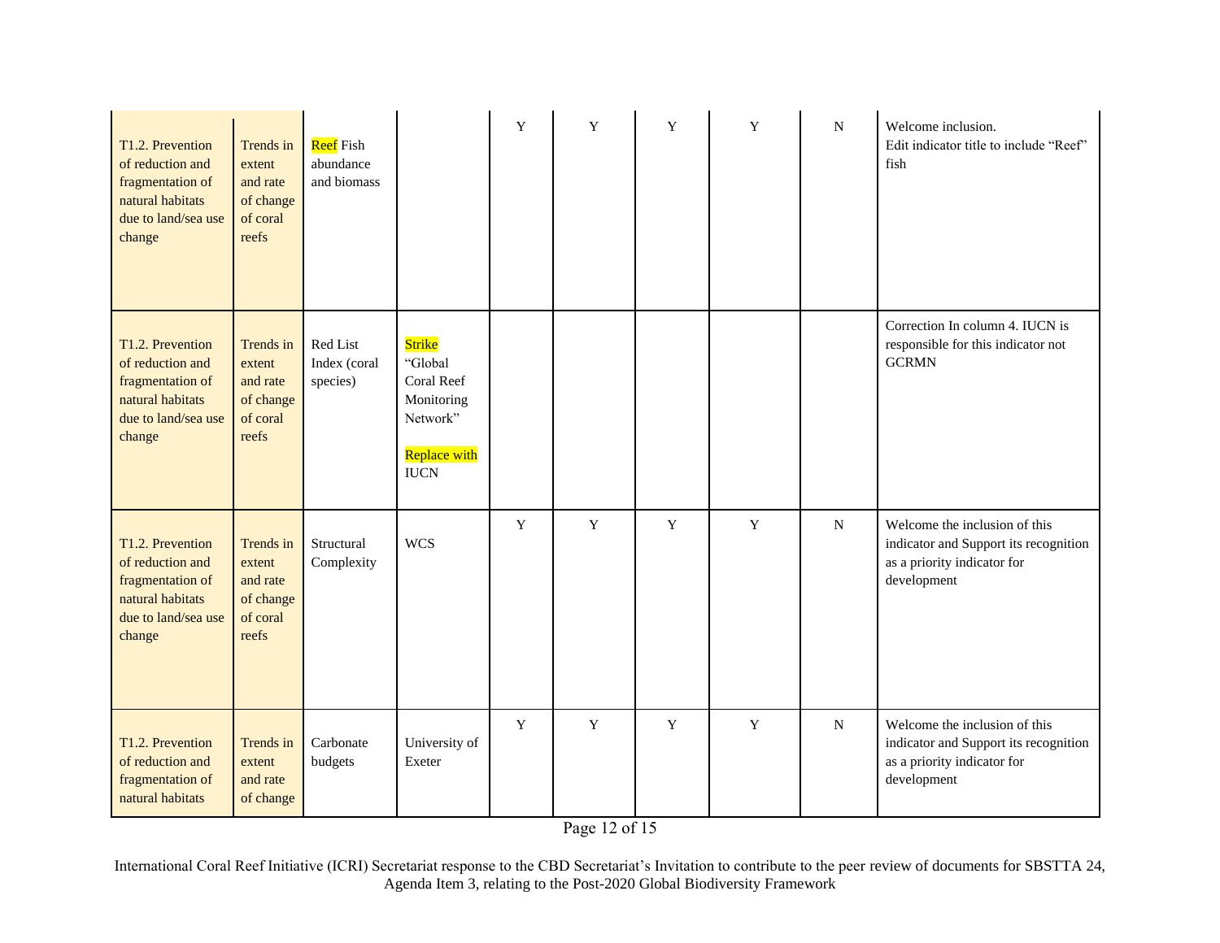| | | | | | | | | | |
|---|---|---|---|---|---|---|---|---|---|
| T1.2. Prevention of reduction and fragmentation of natural habitats due to land/sea use change | Trends in extent and rate of change of coral reefs | Reef Fish abundance and biomass | | Y | Y | Y | Y | N | Welcome inclusion.<br>Edit indicator title to include "Reef" fish |
| T1.2. Prevention of reduction and fragmentation of natural habitats due to land/sea use change | Trends in extent and rate of change of coral reefs | Red List Index (coral species) | Strike "Global Coral Reef Monitoring Network"<br><br>Replace with IUCN | | | | | | Correction In column 4. IUCN is responsible for this indicator not GCRMN |
| T1.2. Prevention of reduction and fragmentation of natural habitats due to land/sea use change | Trends in extent and rate of change of coral reefs | Structural Complexity | WCS | Y | Y | Y | Y | N | Welcome the inclusion of this indicator and Support its recognition as a priority indicator for development |
| T1.2. Prevention of reduction and fragmentation of natural habitats | Trends in extent and rate of change | Carbonate budgets | University of Exeter | Y | Y | Y | Y | N | Welcome the inclusion of this indicator and Support its recognition as a priority indicator for development |

International Coral Reef Initiative (ICRI) Secretariat response to the CBD Secretariat's Invitation to contribute to the peer review of documents for SBSTTA 24, Agenda Item 3, relating to the Post-2020 Global Biodiversity Framework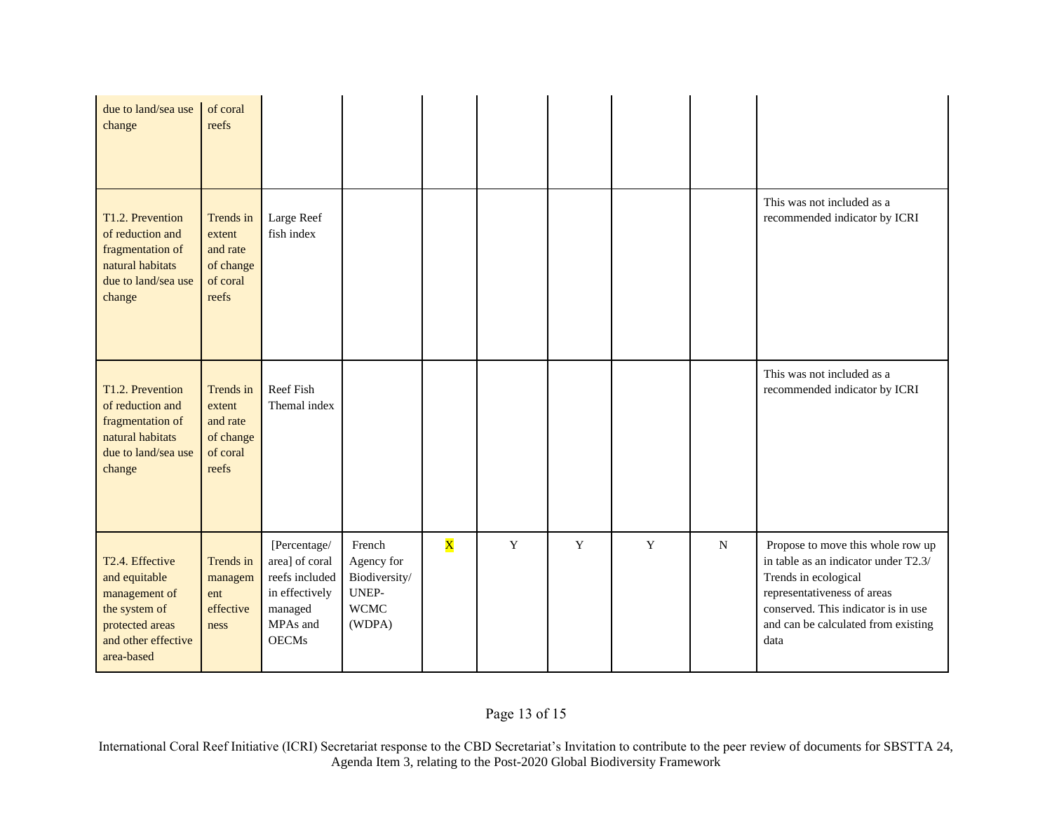| | | | | | | | | | |
|---|---|---|---|---|---|---|---|---|---|
| due to land/sea use change | of coral reefs | | | | | | | | |
| T1.2. Prevention of reduction and fragmentation of natural habitats due to land/sea use change | Trends in extent and rate of change of coral reefs | Large Reef fish index | | | | | | | This was not included as a recommended indicator by ICRI |
| T1.2. Prevention of reduction and fragmentation of natural habitats due to land/sea use change | Trends in extent and rate of change of coral reefs | Reef Fish Themal index | | | | | | | This was not included as a recommended indicator by ICRI |
| T2.4. Effective and equitable management of the system of protected areas and other effective area-based | Trends in managem ent effective ness | [Percentage/ area] of coral reefs included in effectively managed MPAs and OECMs | French Agency for Biodiversity/ UNEP-WCMC (WDPA) | X | Y | Y | Y | N | Propose to move this whole row up in table as an indicator under T2.3/ Trends in ecological representativeness of areas conserved. This indicator is in use and can be calculated from existing data |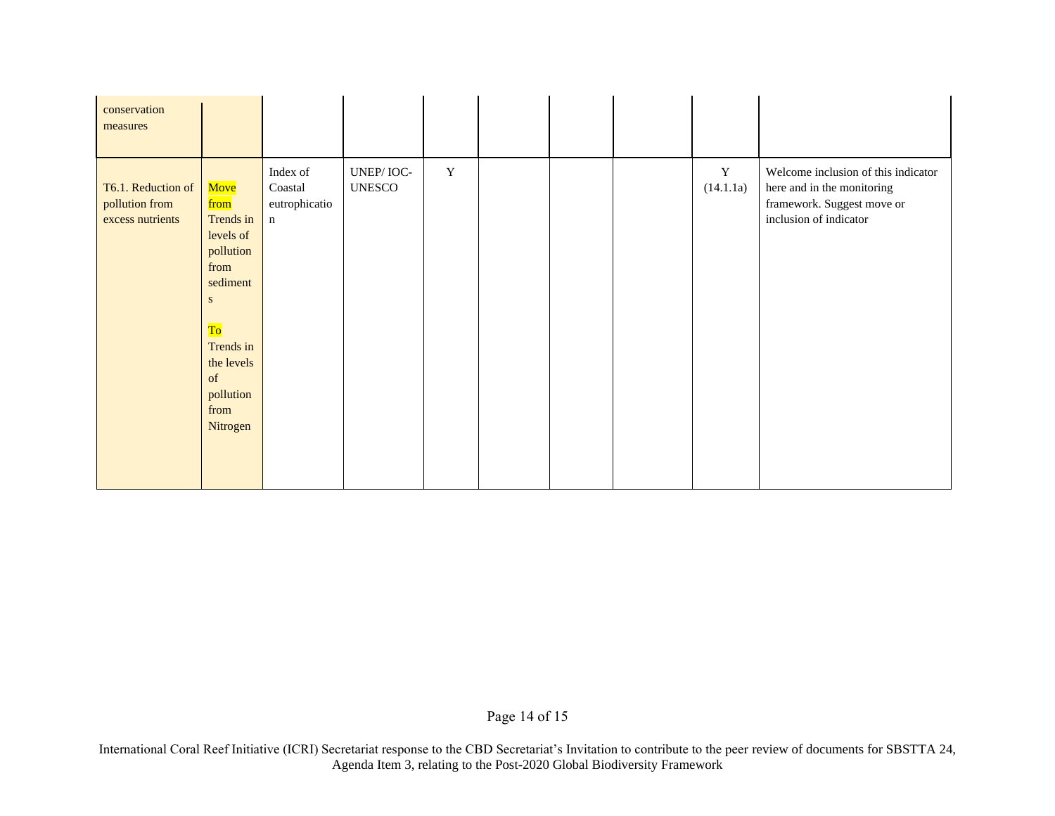| | | | | | | | | | |
|---|---|---|---|---|---|---|---|---|---|
| conservation measures | | | | | | | | | |
| T6.1. Reduction of pollution from excess nutrients | Move from Trends in levels of pollution from sediments<br><br>To Trends in the levels of pollution from Nitrogen | Index of Coastal eutrophication | UNEP/ IOC-UNESCO | Y | | | | Y (14.1.1a) | Welcome inclusion of this indicator here and in the monitoring framework. Suggest move or inclusion of indicator |

International Coral Reef Initiative (ICRI) Secretariat response to the CBD Secretariat's Invitation to contribute to the peer review of documents for SBSTTA 24, Agenda Item 3, relating to the Post-2020 Global Biodiversity Framework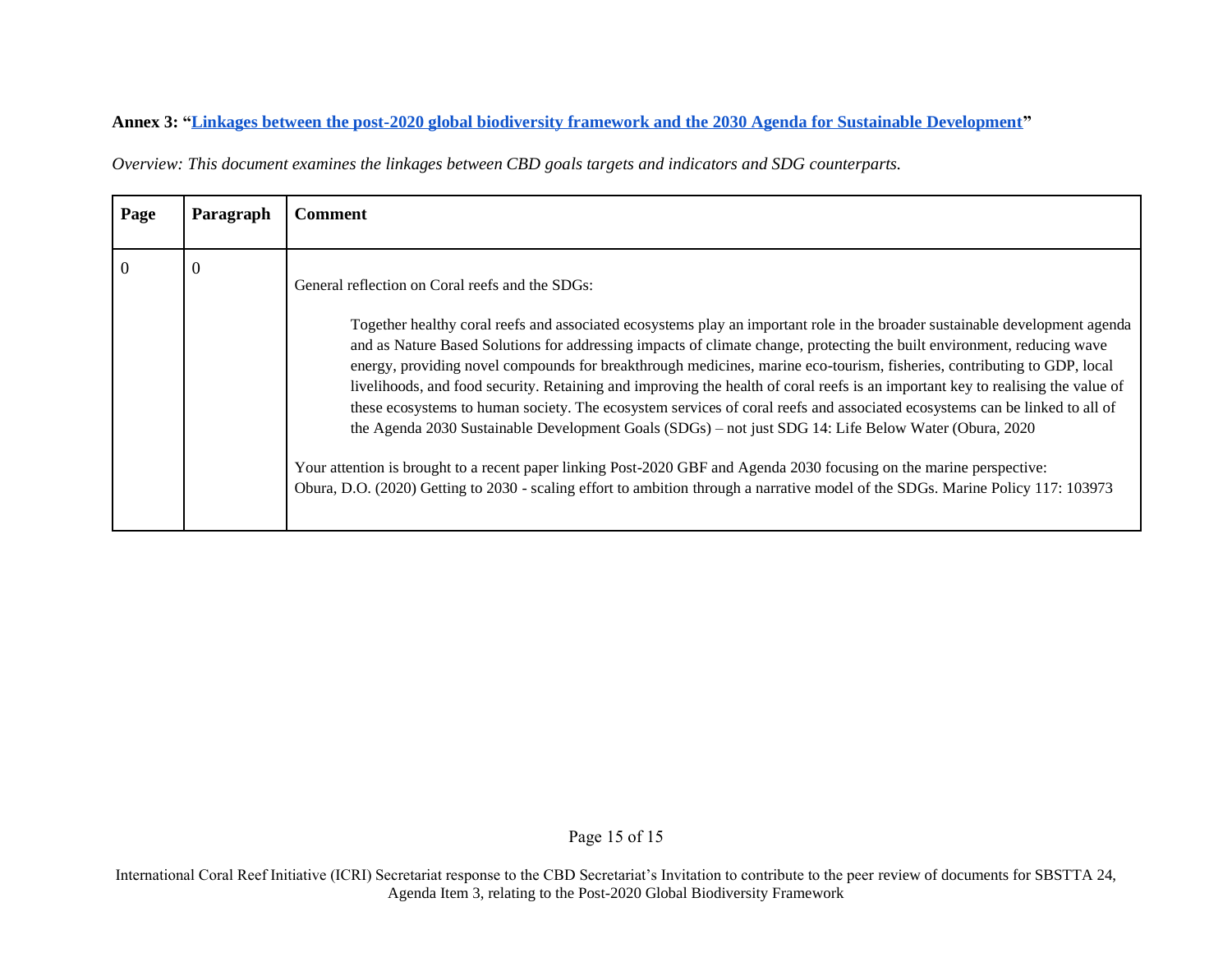**Annex 3: "Linkages between the post-2020 global biodiversity framework and the 2030 Agenda for Sustainable Development"**

*Overview: This document examines the linkages between CBD goals targets and indicators and SDG counterparts.*

| Page | Paragraph | Comment |
|---|---|---|
| 0 | 0 | General reflection on Coral reefs and the SDGs:<br><br>Together healthy coral reefs and associated ecosystems play an important role in the broader sustainable development agenda and as Nature Based Solutions for addressing impacts of climate change, protecting the built environment, reducing wave energy, providing novel compounds for breakthrough medicines, marine eco-tourism, fisheries, contributing to GDP, local livelihoods, and food security. Retaining and improving the health of coral reefs is an important key to realising the value of these ecosystems to human society. The ecosystem services of coral reefs and associated ecosystems can be linked to all of the Agenda 2030 Sustainable Development Goals (SDGs) – not just SDG 14: Life Below Water (Obura, 2020<br><br>Your attention is brought to a recent paper linking Post-2020 GBF and Agenda 2030 focusing on the marine perspective:<br>Obura, D.O. (2020) Getting to 2030 - scaling effort to ambition through a narrative model of the SDGs. Marine Policy 117: 103973 |

International Coral Reef Initiative (ICRI) Secretariat response to the CBD Secretariat's Invitation to contribute to the peer review of documents for SBSTTA 24, Agenda Item 3, relating to the Post-2020 Global Biodiversity Framework